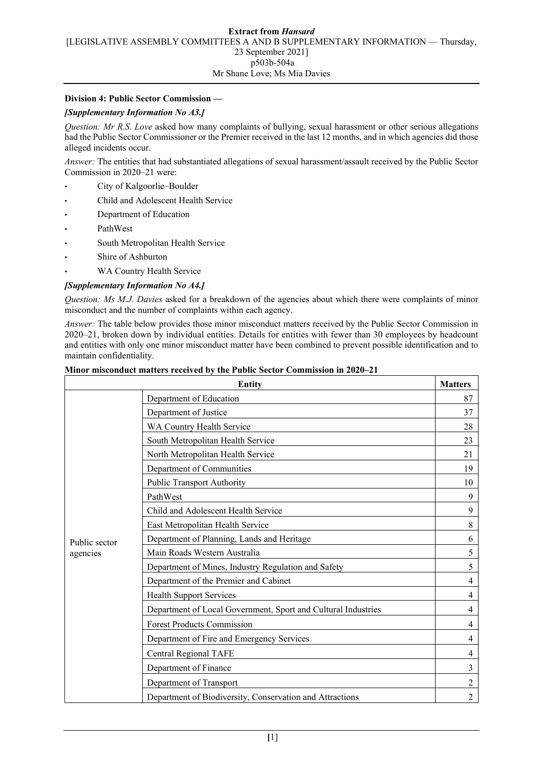**Division 4: Public Sector Commission —**

***[Supplementary Information No A3.]***

*Question: Mr R.S. Love* asked how many complaints of bullying, sexual harassment or other serious allegations had the Public Sector Commissioner or the Premier received in the last 12 months, and in which agencies did those alleged incidents occur.

*Answer:* The entities that had substantiated allegations of sexual harassment/assault received by the Public Sector Commission in 2020–21 were:

- City of Kalgoorlie–Boulder
- Child and Adolescent Health Service
- Department of Education
- PathWest
- South Metropolitan Health Service
- Shire of Ashburton
- WA Country Health Service

***[Supplementary Information No A4.]***

*Question: Ms M.J. Davies* asked for a breakdown of the agencies about which there were complaints of minor misconduct and the number of complaints within each agency.

*Answer:* The table below provides those minor misconduct matters received by the Public Sector Commission in 2020–21, broken down by individual entities. Details for entities with fewer than 30 employees by headcount and entities with only one minor misconduct matter have been combined to prevent possible identification and to maintain confidentiality.

**Minor misconduct matters received by the Public Sector Commission in 2020–21**

| Entity | | Matters |
|---|---|---|
| Public sector agencies | Department of Education | 87 |
| | Department of Justice | 37 |
| | WA Country Health Service | 28 |
| | South Metropolitan Health Service | 23 |
| | North Metropolitan Health Service | 21 |
| | Department of Communities | 19 |
| | Public Transport Authority | 10 |
| | PathWest | 9 |
| | Child and Adolescent Health Service | 9 |
| | East Metropolitan Health Service | 8 |
| | Department of Planning, Lands and Heritage | 6 |
| | Main Roads Western Australia | 5 |
| | Department of Mines, Industry Regulation and Safety | 5 |
| | Department of the Premier and Cabinet | 4 |
| | Health Support Services | 4 |
| | Department of Local Government, Sport and Cultural Industries | 4 |
| | Forest Products Commission | 4 |
| | Department of Fire and Emergency Services | 4 |
| | Central Regional TAFE | 4 |
| | Department of Finance | 3 |
| | Department of Transport | 2 |
| | Department of Biodiversity, Conservation and Attractions | 2 |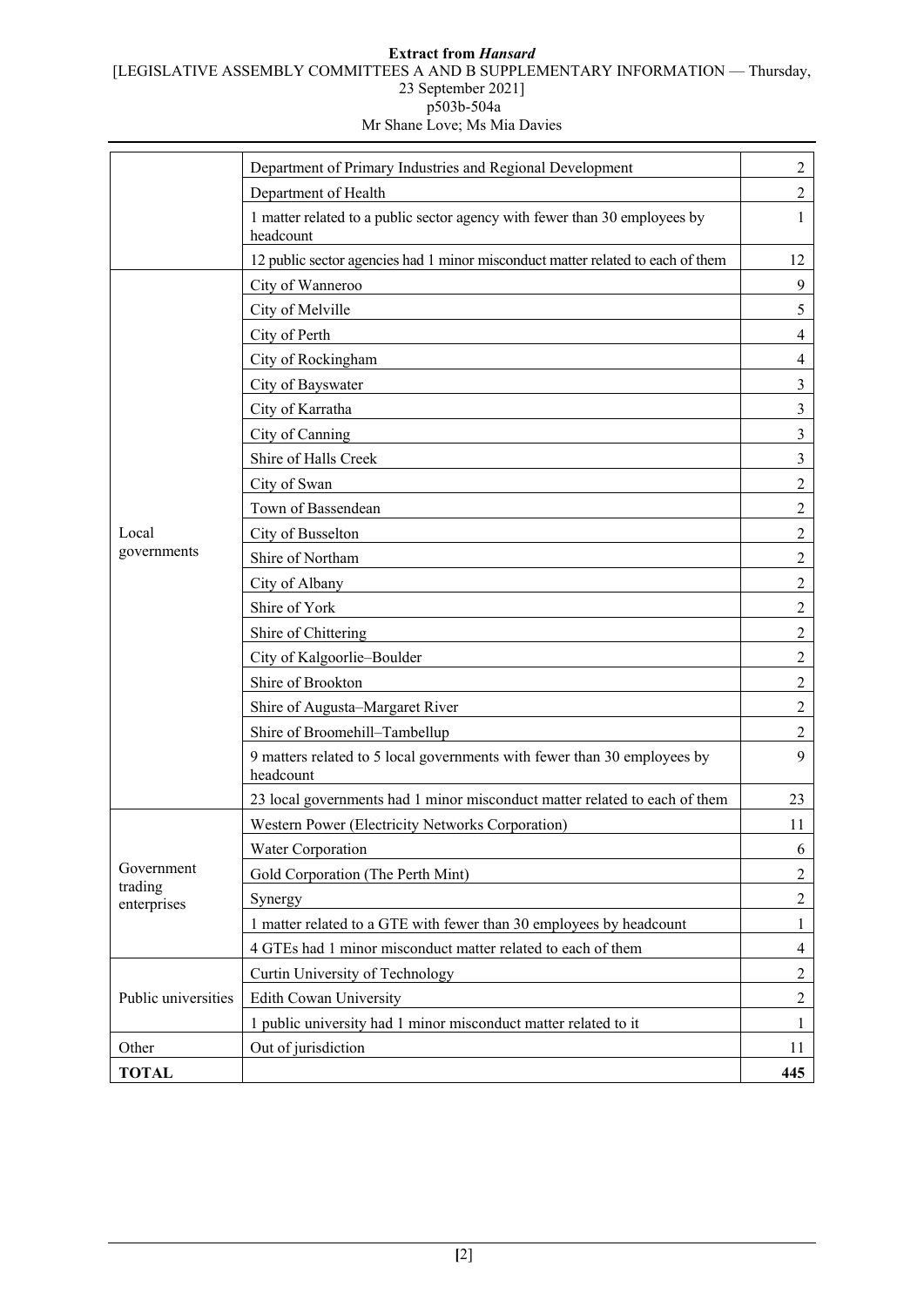| | | |
|---|---|---|
| | Department of Primary Industries and Regional Development | 2 |
| | Department of Health | 2 |
| | 1 matter related to a public sector agency with fewer than 30 employees by headcount | 1 |
| | 12 public sector agencies had 1 minor misconduct matter related to each of them | 12 |
| Local governments | City of Wanneroo | 9 |
| | City of Melville | 5 |
| | City of Perth | 4 |
| | City of Rockingham | 4 |
| | City of Bayswater | 3 |
| | City of Karratha | 3 |
| | City of Canning | 3 |
| | Shire of Halls Creek | 3 |
| | City of Swan | 2 |
| | Town of Bassendean | 2 |
| | City of Busselton | 2 |
| | Shire of Northam | 2 |
| | City of Albany | 2 |
| | Shire of York | 2 |
| | Shire of Chittering | 2 |
| | City of Kalgoorlie–Boulder | 2 |
| | Shire of Brookton | 2 |
| | Shire of Augusta–Margaret River | 2 |
| | Shire of Broomehill–Tambellup | 2 |
| | 9 matters related to 5 local governments with fewer than 30 employees by headcount | 9 |
| | 23 local governments had 1 minor misconduct matter related to each of them | 23 |
| Government trading enterprises | Western Power (Electricity Networks Corporation) | 11 |
| | Water Corporation | 6 |
| | Gold Corporation (The Perth Mint) | 2 |
| | Synergy | 2 |
| | 1 matter related to a GTE with fewer than 30 employees by headcount | 1 |
| | 4 GTEs had 1 minor misconduct matter related to each of them | 4 |
| Public universities | Curtin University of Technology | 2 |
| | Edith Cowan University | 2 |
| | 1 public university had 1 minor misconduct matter related to it | 1 |
| Other | Out of jurisdiction | 11 |
| **TOTAL** | | **445** |